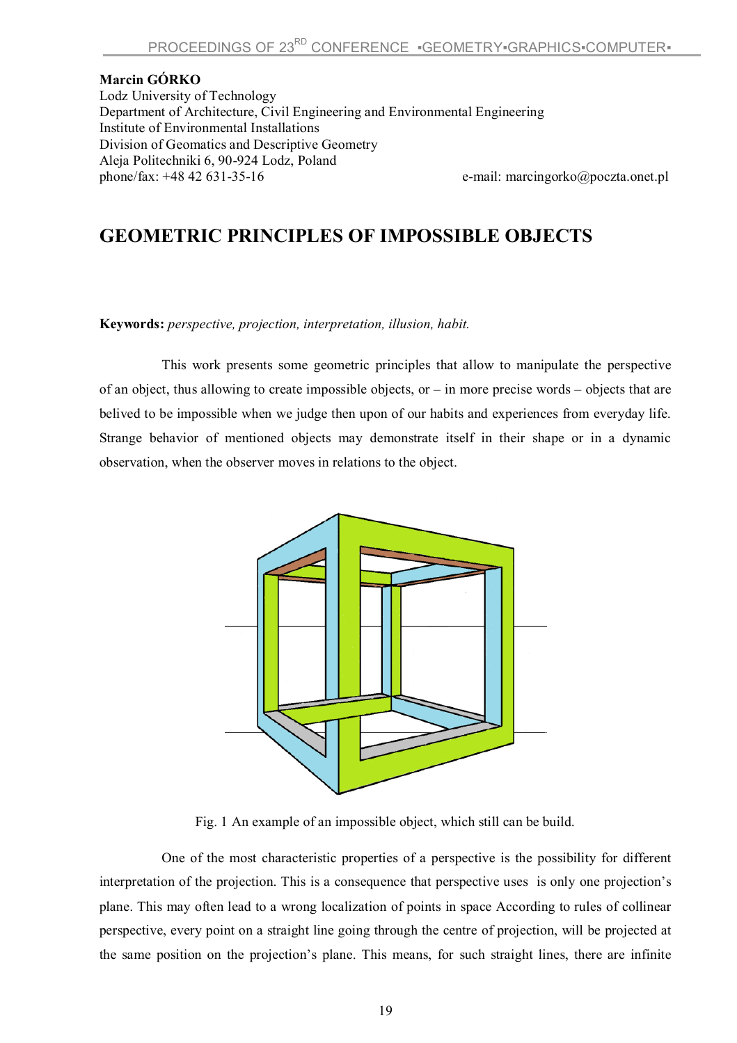**Marcin GÓRKO**
Lodz University of Technology
Department of Architecture, Civil Engineering and Environmental Engineering
Institute of Environmental Installations
Division of Geomatics and Descriptive Geometry
Aleja Politechniki 6, 90-924 Lodz, Poland
phone/fax: +48 42 631-35-16 e-mail: marcingorko@poczta.onet.pl

# GEOMETRIC PRINCIPLES OF IMPOSSIBLE OBJECTS

**Keywords:** *perspective, projection, interpretation, illusion, habit.*

This work presents some geometric principles that allow to manipulate the perspective of an object, thus allowing to create impossible objects, or – in more precise words – objects that are belived to be impossible when we judge then upon of our habits and experiences from everyday life. Strange behavior of mentioned objects may demonstrate itself in their shape or in a dynamic observation, when the observer moves in relations to the object.

Fig. 1 An example of an impossible object, which still can be build.

One of the most characteristic properties of a perspective is the possibility for different interpretation of the projection. This is a consequence that perspective uses is only one projection's plane. This may often lead to a wrong localization of points in space According to rules of collinear perspective, every point on a straight line going through the centre of projection, will be projected at the same position on the projection's plane. This means, for such straight lines, there are infinite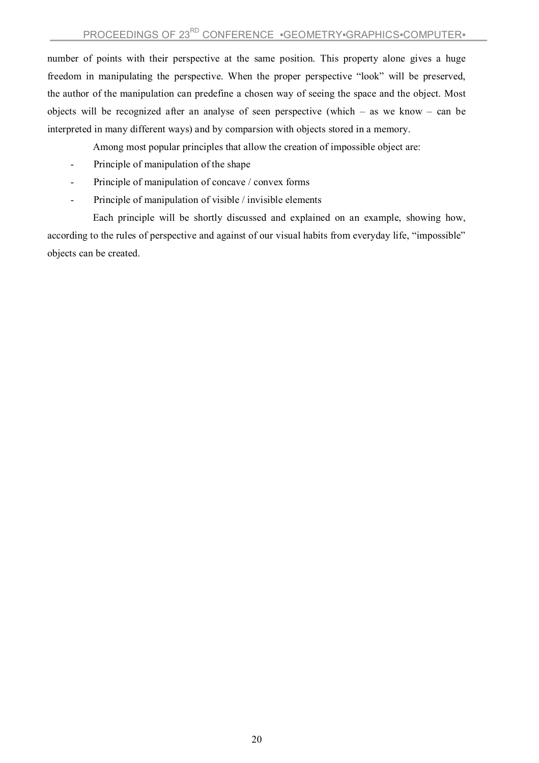number of points with their perspective at the same position. This property alone gives a huge freedom in manipulating the perspective. When the proper perspective "look" will be preserved, the author of the manipulation can predefine a chosen way of seeing the space and the object. Most objects will be recognized after an analyse of seen perspective (which – as we know – can be interpreted in many different ways) and by comparsion with objects stored in a memory.

Among most popular principles that allow the creation of impossible object are:

- Principle of manipulation of the shape
- Principle of manipulation of concave / convex forms
- Principle of manipulation of visible / invisible elements

Each principle will be shortly discussed and explained on an example, showing how, according to the rules of perspective and against of our visual habits from everyday life, "impossible" objects can be created.